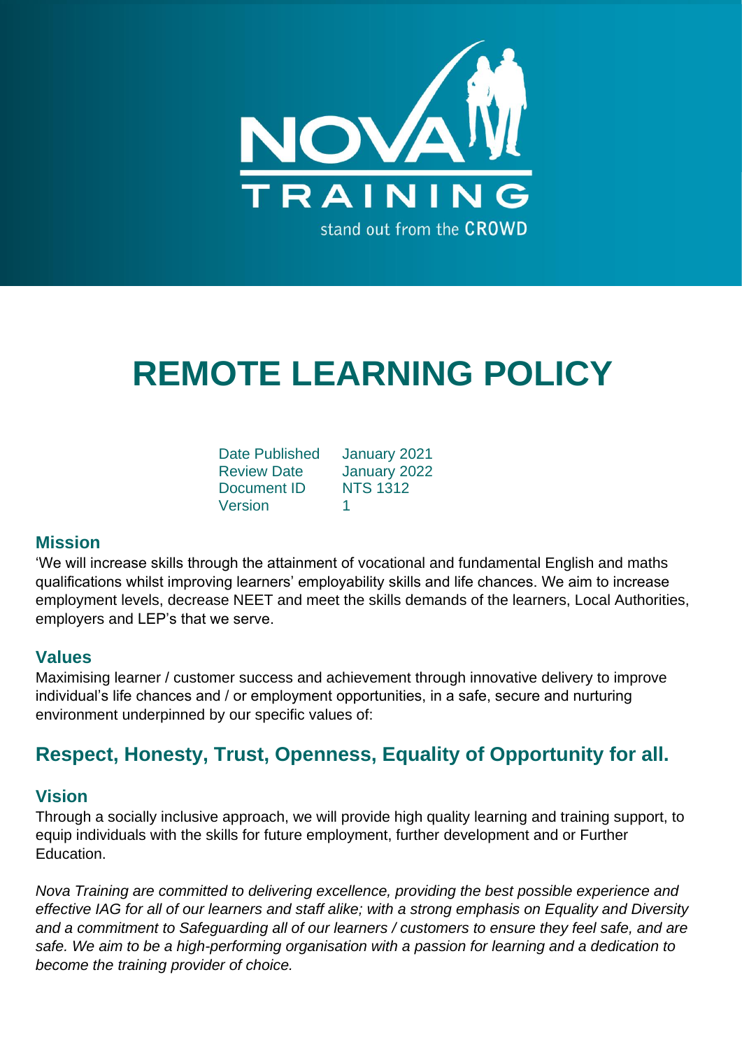NOVA TRAINING

stand out from the CROWD

# REMOTE LEARNING POLICY

| | |
|---|---|
| Date Published | January 2021 |
| Review Date | January 2022 |
| Document ID | NTS 1312 |
| Version | 1 |

## Mission

'We will increase skills through the attainment of vocational and fundamental English and maths qualifications whilst improving learners' employability skills and life chances. We aim to increase employment levels, decrease NEET and meet the skills demands of the learners, Local Authorities, employers and LEP's that we serve.

## Values

Maximising learner / customer success and achievement through innovative delivery to improve individual's life chances and / or employment opportunities, in a safe, secure and nurturing environment underpinned by our specific values of:

## Respect, Honesty, Trust, Openness, Equality of Opportunity for all.

## Vision

Through a socially inclusive approach, we will provide high quality learning and training support, to equip individuals with the skills for future employment, further development and or Further Education.

*Nova Training are committed to delivering excellence, providing the best possible experience and effective IAG for all of our learners and staff alike; with a strong emphasis on Equality and Diversity and a commitment to Safeguarding all of our learners / customers to ensure they feel safe, and are safe. We aim to be a high-performing organisation with a passion for learning and a dedication to become the training provider of choice.*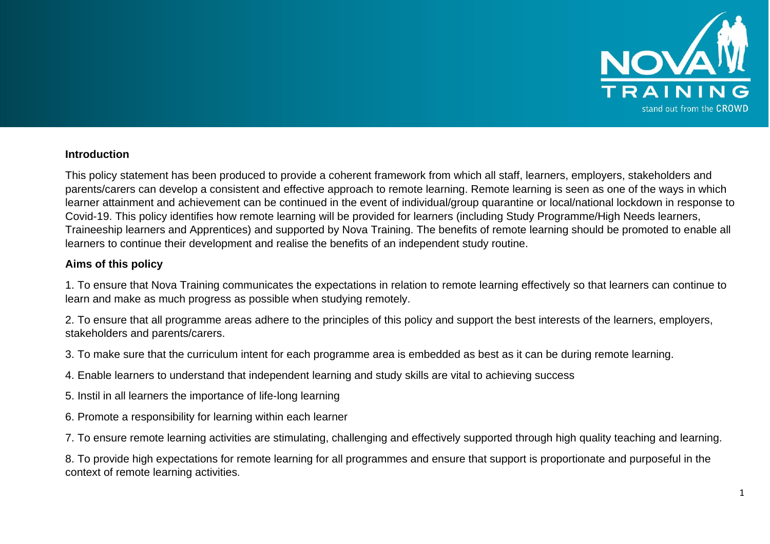## Introduction

This policy statement has been produced to provide a coherent framework from which all staff, learners, employers, stakeholders and parents/carers can develop a consistent and effective approach to remote learning. Remote learning is seen as one of the ways in which learner attainment and achievement can be continued in the event of individual/group quarantine or local/national lockdown in response to Covid-19. This policy identifies how remote learning will be provided for learners (including Study Programme/High Needs learners, Traineeship learners and Apprentices) and supported by Nova Training. The benefits of remote learning should be promoted to enable all learners to continue their development and realise the benefits of an independent study routine.

## Aims of this policy

1. To ensure that Nova Training communicates the expectations in relation to remote learning effectively so that learners can continue to learn and make as much progress as possible when studying remotely.

2. To ensure that all programme areas adhere to the principles of this policy and support the best interests of the learners, employers, stakeholders and parents/carers.

3. To make sure that the curriculum intent for each programme area is embedded as best as it can be during remote learning.

4. Enable learners to understand that independent learning and study skills are vital to achieving success

5. Instil in all learners the importance of life-long learning

6. Promote a responsibility for learning within each learner

7. To ensure remote learning activities are stimulating, challenging and effectively supported through high quality teaching and learning.

8. To provide high expectations for remote learning for all programmes and ensure that support is proportionate and purposeful in the context of remote learning activities.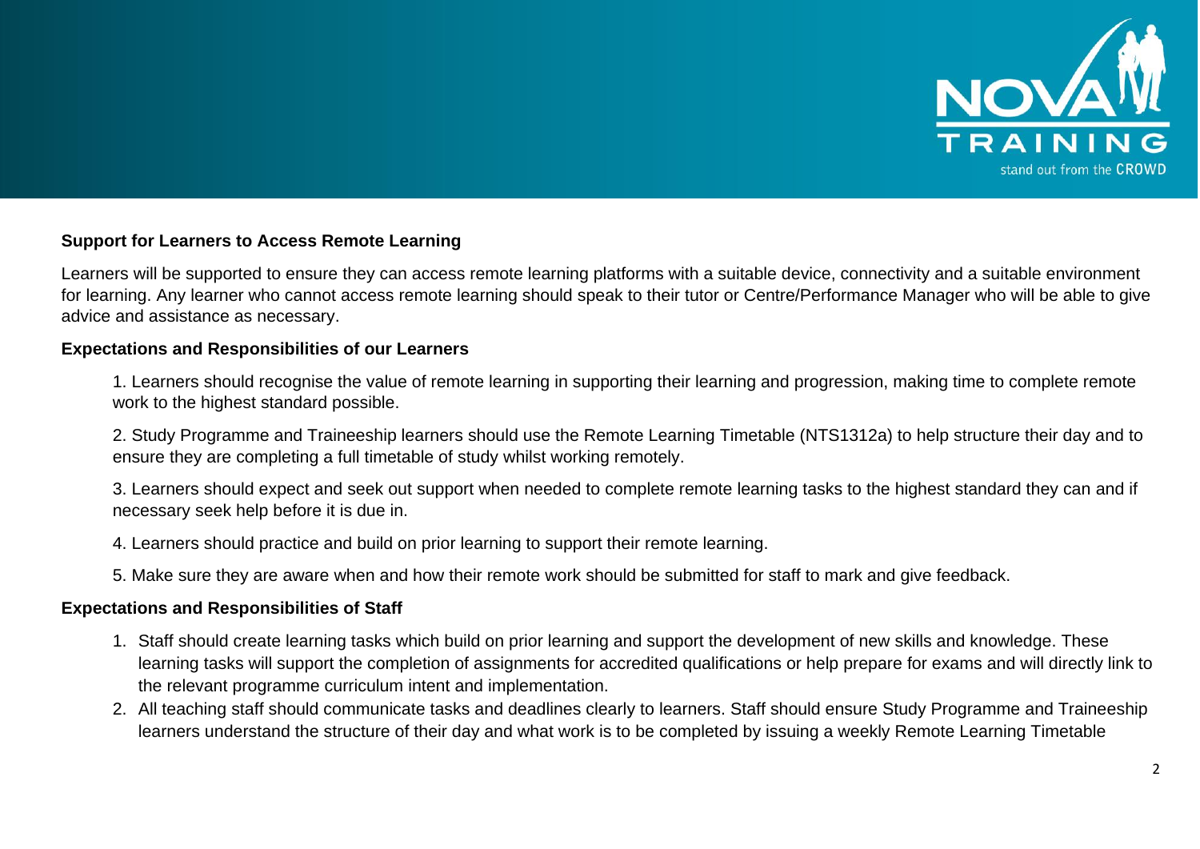**Support for Learners to Access Remote Learning**

Learners will be supported to ensure they can access remote learning platforms with a suitable device, connectivity and a suitable environment for learning. Any learner who cannot access remote learning should speak to their tutor or Centre/Performance Manager who will be able to give advice and assistance as necessary.

**Expectations and Responsibilities of our Learners**

1. Learners should recognise the value of remote learning in supporting their learning and progression, making time to complete remote work to the highest standard possible.

2. Study Programme and Traineeship learners should use the Remote Learning Timetable (NTS1312a) to help structure their day and to ensure they are completing a full timetable of study whilst working remotely.

3. Learners should expect and seek out support when needed to complete remote learning tasks to the highest standard they can and if necessary seek help before it is due in.

4. Learners should practice and build on prior learning to support their remote learning.

5. Make sure they are aware when and how their remote work should be submitted for staff to mark and give feedback.

**Expectations and Responsibilities of Staff**

1. Staff should create learning tasks which build on prior learning and support the development of new skills and knowledge. These learning tasks will support the completion of assignments for accredited qualifications or help prepare for exams and will directly link to the relevant programme curriculum intent and implementation.
2. All teaching staff should communicate tasks and deadlines clearly to learners. Staff should ensure Study Programme and Traineeship learners understand the structure of their day and what work is to be completed by issuing a weekly Remote Learning Timetable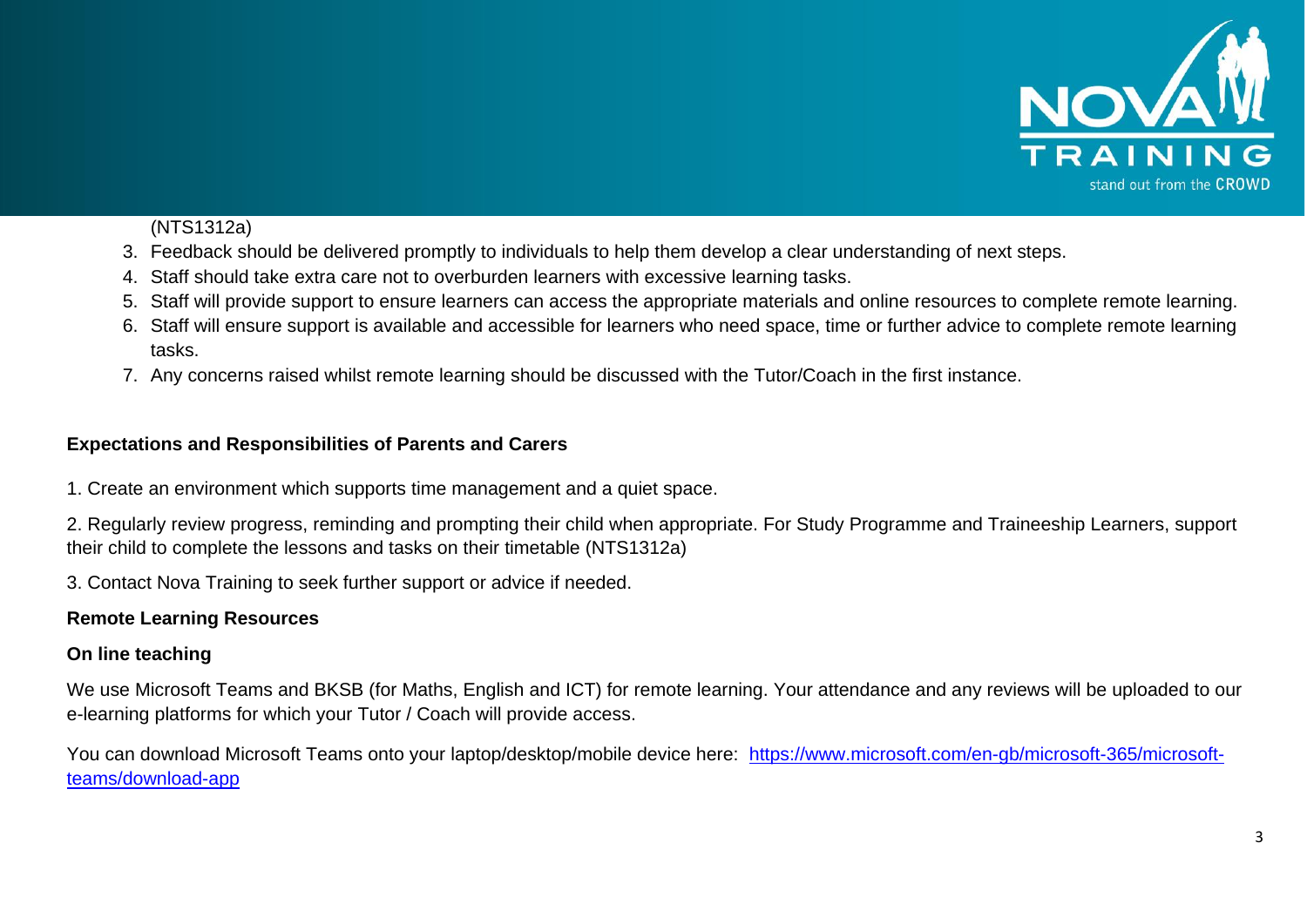(NTS1312a)

3. Feedback should be delivered promptly to individuals to help them develop a clear understanding of next steps.
4. Staff should take extra care not to overburden learners with excessive learning tasks.
5. Staff will provide support to ensure learners can access the appropriate materials and online resources to complete remote learning.
6. Staff will ensure support is available and accessible for learners who need space, time or further advice to complete remote learning tasks.
7. Any concerns raised whilst remote learning should be discussed with the Tutor/Coach in the first instance.

**Expectations and Responsibilities of Parents and Carers**

1. Create an environment which supports time management and a quiet space.

2. Regularly review progress, reminding and prompting their child when appropriate. For Study Programme and Traineeship Learners, support their child to complete the lessons and tasks on their timetable (NTS1312a)

3. Contact Nova Training to seek further support or advice if needed.

**Remote Learning Resources**

**On line teaching**

We use Microsoft Teams and BKSB (for Maths, English and ICT) for remote learning. Your attendance and any reviews will be uploaded to our e-learning platforms for which your Tutor / Coach will provide access.

You can download Microsoft Teams onto your laptop/desktop/mobile device here: [https://www.microsoft.com/en-gb/microsoft-365/microsoft-teams/download-app](https://www.microsoft.com/en-gb/microsoft-365/microsoft-teams/download-app)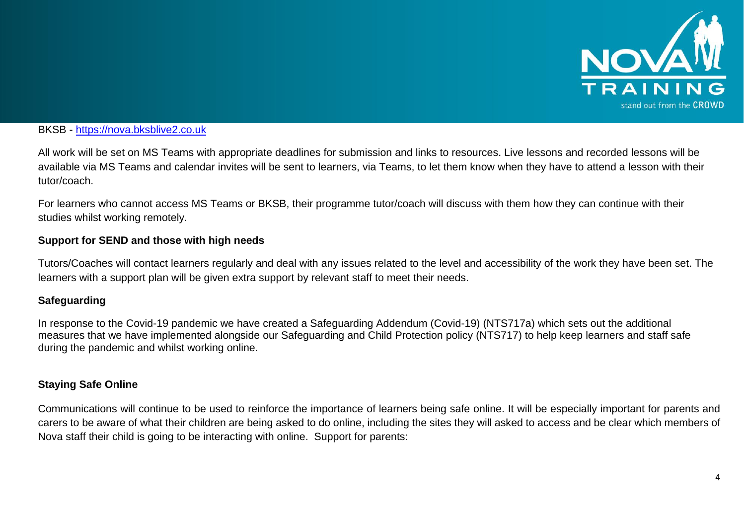BKSB - [https://nova.bksblive2.co.uk](https://nova.bksblive2.co.uk)

All work will be set on MS Teams with appropriate deadlines for submission and links to resources. Live lessons and recorded lessons will be available via MS Teams and calendar invites will be sent to learners, via Teams, to let them know when they have to attend a lesson with their tutor/coach.

For learners who cannot access MS Teams or BKSB, their programme tutor/coach will discuss with them how they can continue with their studies whilst working remotely.

**Support for SEND and those with high needs**

Tutors/Coaches will contact learners regularly and deal with any issues related to the level and accessibility of the work they have been set. The learners with a support plan will be given extra support by relevant staff to meet their needs.

**Safeguarding**

In response to the Covid-19 pandemic we have created a Safeguarding Addendum (Covid-19) (NTS717a) which sets out the additional measures that we have implemented alongside our Safeguarding and Child Protection policy (NTS717) to help keep learners and staff safe during the pandemic and whilst working online.

**Staying Safe Online**

Communications will continue to be used to reinforce the importance of learners being safe online. It will be especially important for parents and carers to be aware of what their children are being asked to do online, including the sites they will asked to access and be clear which members of Nova staff their child is going to be interacting with online. Support for parents: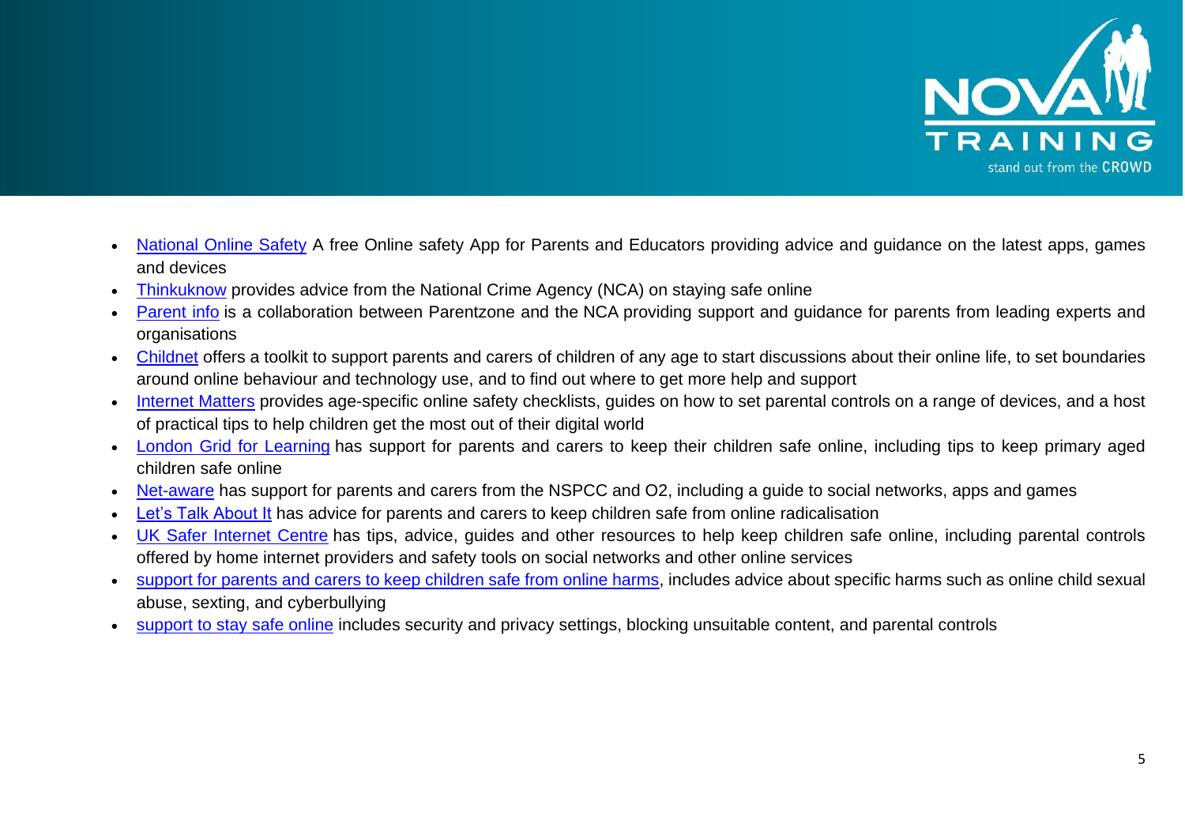- National Online Safety A free Online safety App for Parents and Educators providing advice and guidance on the latest apps, games and devices
- Thinkuknow provides advice from the National Crime Agency (NCA) on staying safe online
- Parent info is a collaboration between Parentzone and the NCA providing support and guidance for parents from leading experts and organisations
- Childnet offers a toolkit to support parents and carers of children of any age to start discussions about their online life, to set boundaries around online behaviour and technology use, and to find out where to get more help and support
- Internet Matters provides age-specific online safety checklists, guides on how to set parental controls on a range of devices, and a host of practical tips to help children get the most out of their digital world
- London Grid for Learning has support for parents and carers to keep their children safe online, including tips to keep primary aged children safe online
- Net-aware has support for parents and carers from the NSPCC and O2, including a guide to social networks, apps and games
- Let's Talk About It has advice for parents and carers to keep children safe from online radicalisation
- UK Safer Internet Centre has tips, advice, guides and other resources to help keep children safe online, including parental controls offered by home internet providers and safety tools on social networks and other online services
- support for parents and carers to keep children safe from online harms, includes advice about specific harms such as online child sexual abuse, sexting, and cyberbullying
- support to stay safe online includes security and privacy settings, blocking unsuitable content, and parental controls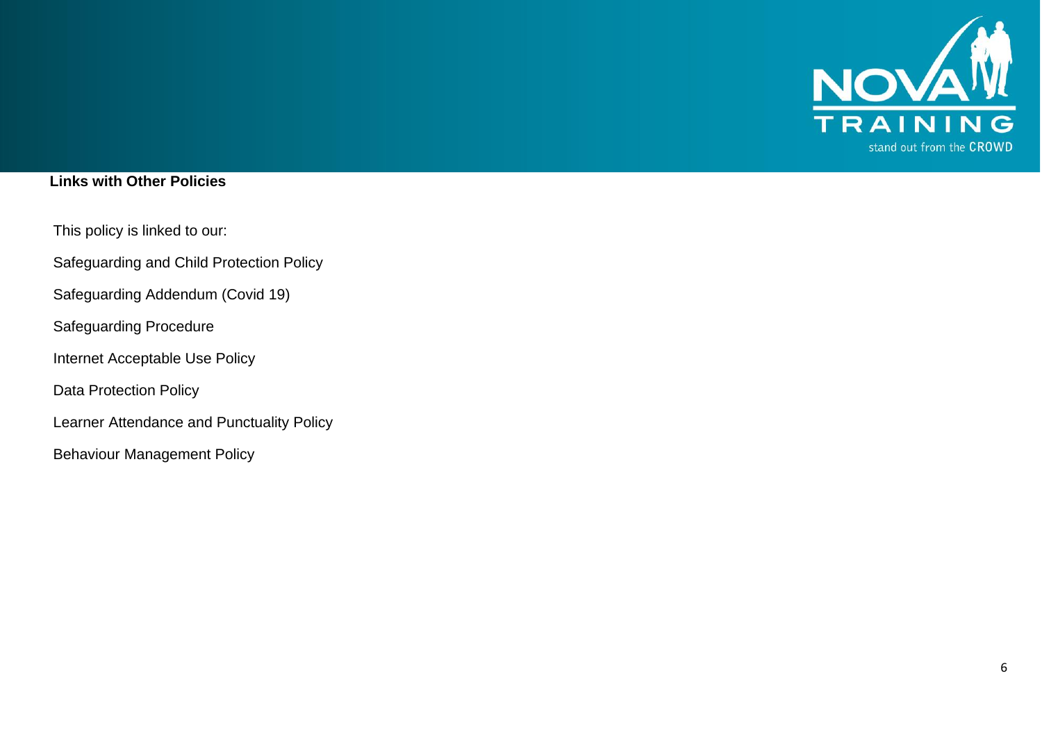## Links with Other Policies

This policy is linked to our:

Safeguarding and Child Protection Policy

Safeguarding Addendum (Covid 19)

Safeguarding Procedure

Internet Acceptable Use Policy

Data Protection Policy

Learner Attendance and Punctuality Policy

Behaviour Management Policy